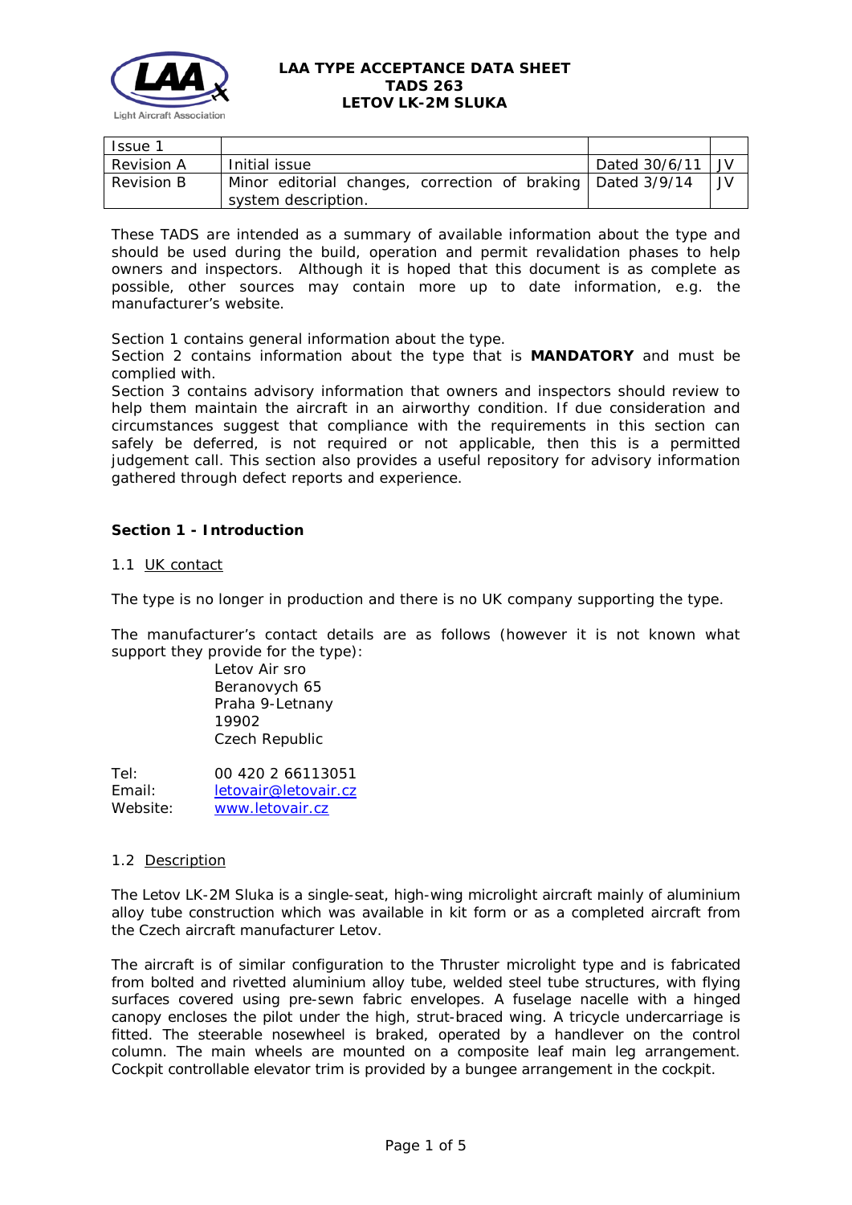# LAA TYPE ACCEPTANCE DATA SHEET
## TADS 263
## LETOV LK-2M SLUKA

| Issue 1 | | | |
|---|---|---|---|
| Revision A | Initial issue | Dated 30/6/11 | JV |
| Revision B | Minor editorial changes, correction of braking system description. | Dated 3/9/14 | JV |

These TADS are intended as a summary of available information about the type and should be used during the build, operation and permit revalidation phases to help owners and inspectors. Although it is hoped that this document is as complete as possible, other sources may contain more up to date information, e.g. the manufacturer's website.

Section 1 contains general information about the type.
Section 2 contains information about the type that is **MANDATORY** and must be complied with.
Section 3 contains advisory information that owners and inspectors should review to help them maintain the aircraft in an airworthy condition. If due consideration and circumstances suggest that compliance with the requirements in this section can safely be deferred, is not required or not applicable, then this is a permitted judgement call. This section also provides a useful repository for advisory information gathered through defect reports and experience.

### Section 1 - Introduction

1.1 UK contact

The type is no longer in production and there is no UK company supporting the type.

The manufacturer's contact details are as follows (however it is not known what support they provide for the type):

Letov Air sro
Beranovych 65
Praha 9-Letnany
19902
Czech Republic

Tel: 00 420 2 66113051
Email: letovair@letovair.cz
Website: www.letovair.cz

1.2 Description

The Letov LK-2M Sluka is a single-seat, high-wing microlight aircraft mainly of aluminium alloy tube construction which was available in kit form or as a completed aircraft from the Czech aircraft manufacturer Letov.

The aircraft is of similar configuration to the Thruster microlight type and is fabricated from bolted and rivetted aluminium alloy tube, welded steel tube structures, with flying surfaces covered using pre-sewn fabric envelopes. A fuselage nacelle with a hinged canopy encloses the pilot under the high, strut-braced wing. A tricycle undercarriage is fitted. The steerable nosewheel is braked, operated by a handlever on the control column. The main wheels are mounted on a composite leaf main leg arrangement. Cockpit controllable elevator trim is provided by a bungee arrangement in the cockpit.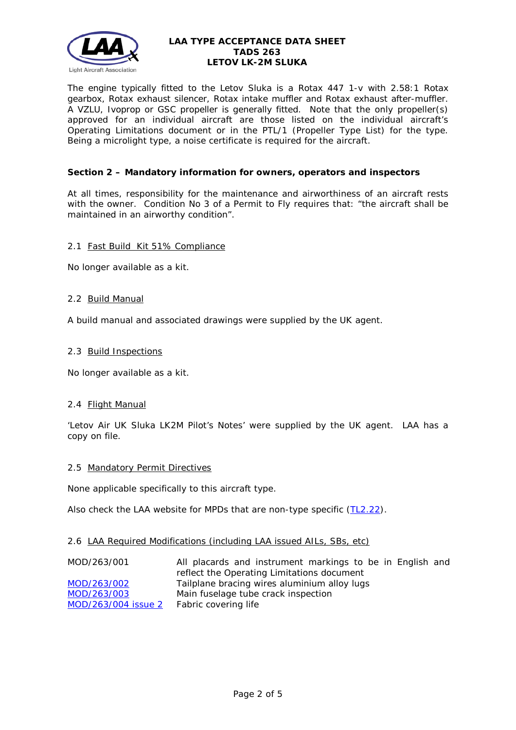The engine typically fitted to the Letov Sluka is a Rotax 447 1-v with 2.58:1 Rotax gearbox, Rotax exhaust silencer, Rotax intake muffler and Rotax exhaust after-muffler. A VZLU, Ivoprop or GSC propeller is generally fitted. Note that the only propeller(s) approved for an individual aircraft are those listed on the individual aircraft's Operating Limitations document or in the PTL/1 (Propeller Type List) for the type. Being a microlight type, a noise certificate is required for the aircraft.

## Section 2 – Mandatory information for owners, operators and inspectors

At all times, responsibility for the maintenance and airworthiness of an aircraft rests with the owner. Condition No 3 of a Permit to Fly requires that: "the aircraft shall be maintained in an airworthy condition".

### 2.1 Fast Build Kit 51% Compliance

No longer available as a kit.

### 2.2 Build Manual

A build manual and associated drawings were supplied by the UK agent.

### 2.3 Build Inspections

No longer available as a kit.

### 2.4 Flight Manual

'Letov Air UK Sluka LK2M Pilot's Notes' were supplied by the UK agent. LAA has a copy on file.

### 2.5 Mandatory Permit Directives

None applicable specifically to this aircraft type.

Also check the LAA website for MPDs that are non-type specific (TL2.22).

### 2.6 LAA Required Modifications (including LAA issued AILs, SBs, etc)

| | |
|---|---|
| MOD/263/001 | All placards and instrument markings to be in English and reflect the Operating Limitations document |
| MOD/263/002 | Tailplane bracing wires aluminium alloy lugs |
| MOD/263/003 | Main fuselage tube crack inspection |
| MOD/263/004 issue 2 | Fabric covering life |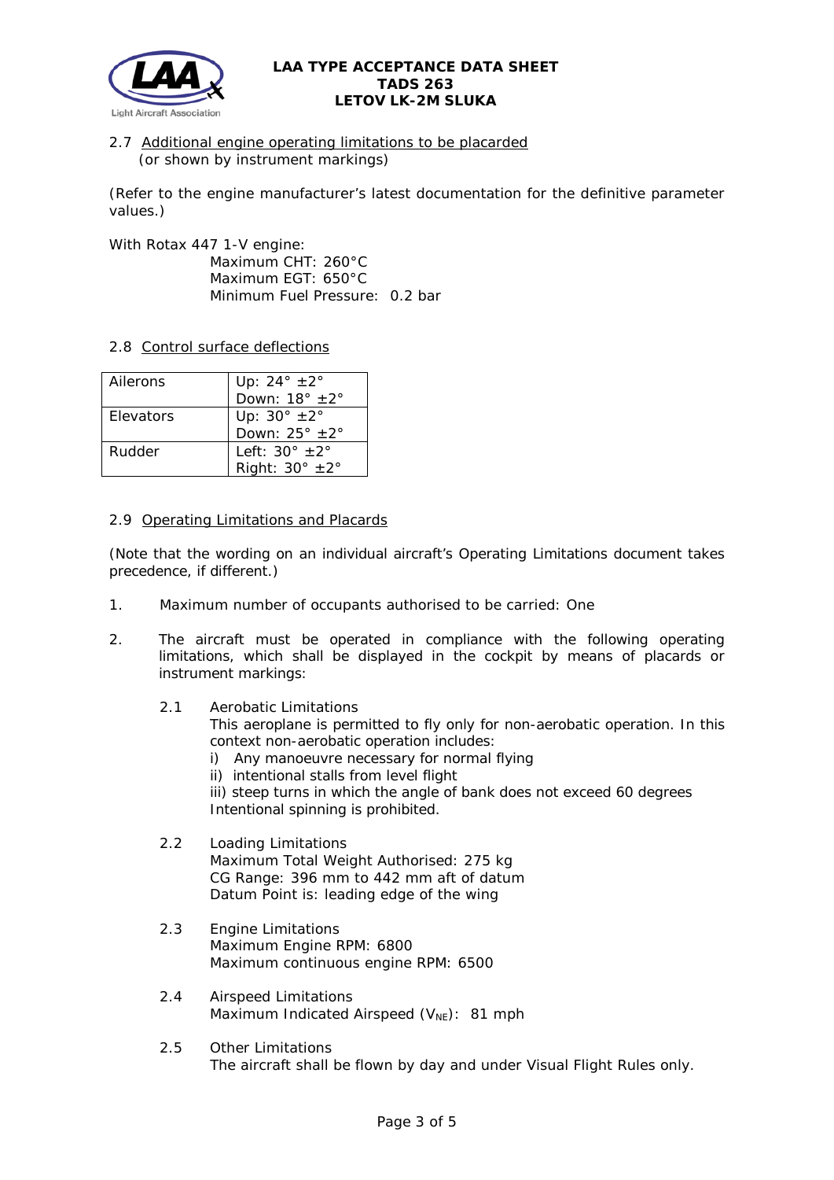## 2.7 Additional engine operating limitations to be placarded (or shown by instrument markings)

(Refer to the engine manufacturer's latest documentation for the definitive parameter values.)

With Rotax 447 1-V engine:

Maximum CHT: 260°C
Maximum EGT: 650°C
Minimum Fuel Pressure: 0.2 bar

## 2.8 Control surface deflections

| | |
|---|---|
| Ailerons | Up: 24° ±2°<br>Down: 18° ±2° |
| Elevators | Up: 30° ±2°<br>Down: 25° ±2° |
| Rudder | Left: 30° ±2°<br>Right: 30° ±2° |

## 2.9 Operating Limitations and Placards

(Note that the wording on an individual aircraft's Operating Limitations document takes precedence, if different.)

1. Maximum number of occupants authorised to be carried: One

2. The aircraft must be operated in compliance with the following operating limitations, which shall be displayed in the cockpit by means of placards or instrument markings:

   2.1 Aerobatic Limitations
   This aeroplane is permitted to fly only for non-aerobatic operation. In this context non-aerobatic operation includes:
   i) Any manoeuvre necessary for normal flying
   ii) intentional stalls from level flight
   iii) steep turns in which the angle of bank does not exceed 60 degrees
   Intentional spinning is prohibited.

   2.2 Loading Limitations
   Maximum Total Weight Authorised: 275 kg
   CG Range: 396 mm to 442 mm aft of datum
   Datum Point is: leading edge of the wing

   2.3 Engine Limitations
   Maximum Engine RPM: 6800
   Maximum continuous engine RPM: 6500

   2.4 Airspeed Limitations
   Maximum Indicated Airspeed ($V_{NE}$): 81 mph

   2.5 Other Limitations
   The aircraft shall be flown by day and under Visual Flight Rules only.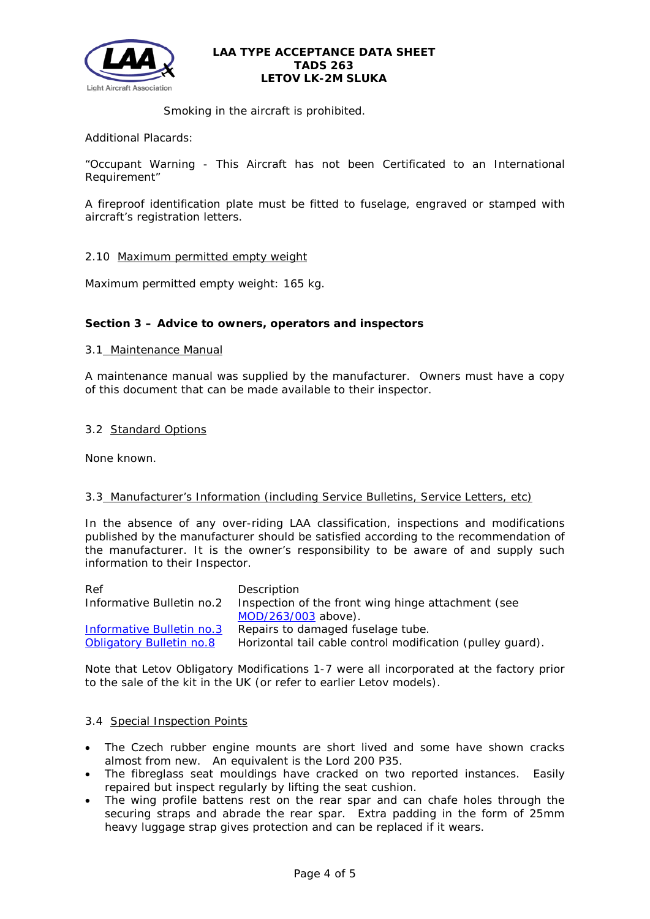Smoking in the aircraft is prohibited.

Additional Placards:

"Occupant Warning - This Aircraft has not been Certificated to an International Requirement"

A fireproof identification plate must be fitted to fuselage, engraved or stamped with aircraft's registration letters.

2.10 Maximum permitted empty weight

Maximum permitted empty weight: 165 kg.

## Section 3 – Advice to owners, operators and inspectors

3.1 Maintenance Manual

A maintenance manual was supplied by the manufacturer. Owners must have a copy of this document that can be made available to their inspector.

3.2 Standard Options

None known.

3.3 Manufacturer's Information (including Service Bulletins, Service Letters, etc)

In the absence of any over-riding LAA classification, inspections and modifications published by the manufacturer should be satisfied according to the recommendation of the manufacturer. It is the owner's responsibility to be aware of and supply such information to their Inspector.

| Ref | Description |
|---|---|
| Informative Bulletin no.2 | Inspection of the front wing hinge attachment (see MOD/263/003 above). |
| Informative Bulletin no.3 | Repairs to damaged fuselage tube. |
| Obligatory Bulletin no.8 | Horizontal tail cable control modification (pulley guard). |

Note that Letov Obligatory Modifications 1-7 were all incorporated at the factory prior to the sale of the kit in the UK (or refer to earlier Letov models).

3.4 Special Inspection Points

- The Czech rubber engine mounts are short lived and some have shown cracks almost from new. An equivalent is the Lord 200 P35.
- The fibreglass seat mouldings have cracked on two reported instances. Easily repaired but inspect regularly by lifting the seat cushion.
- The wing profile battens rest on the rear spar and can chafe holes through the securing straps and abrade the rear spar. Extra padding in the form of 25mm heavy luggage strap gives protection and can be replaced if it wears.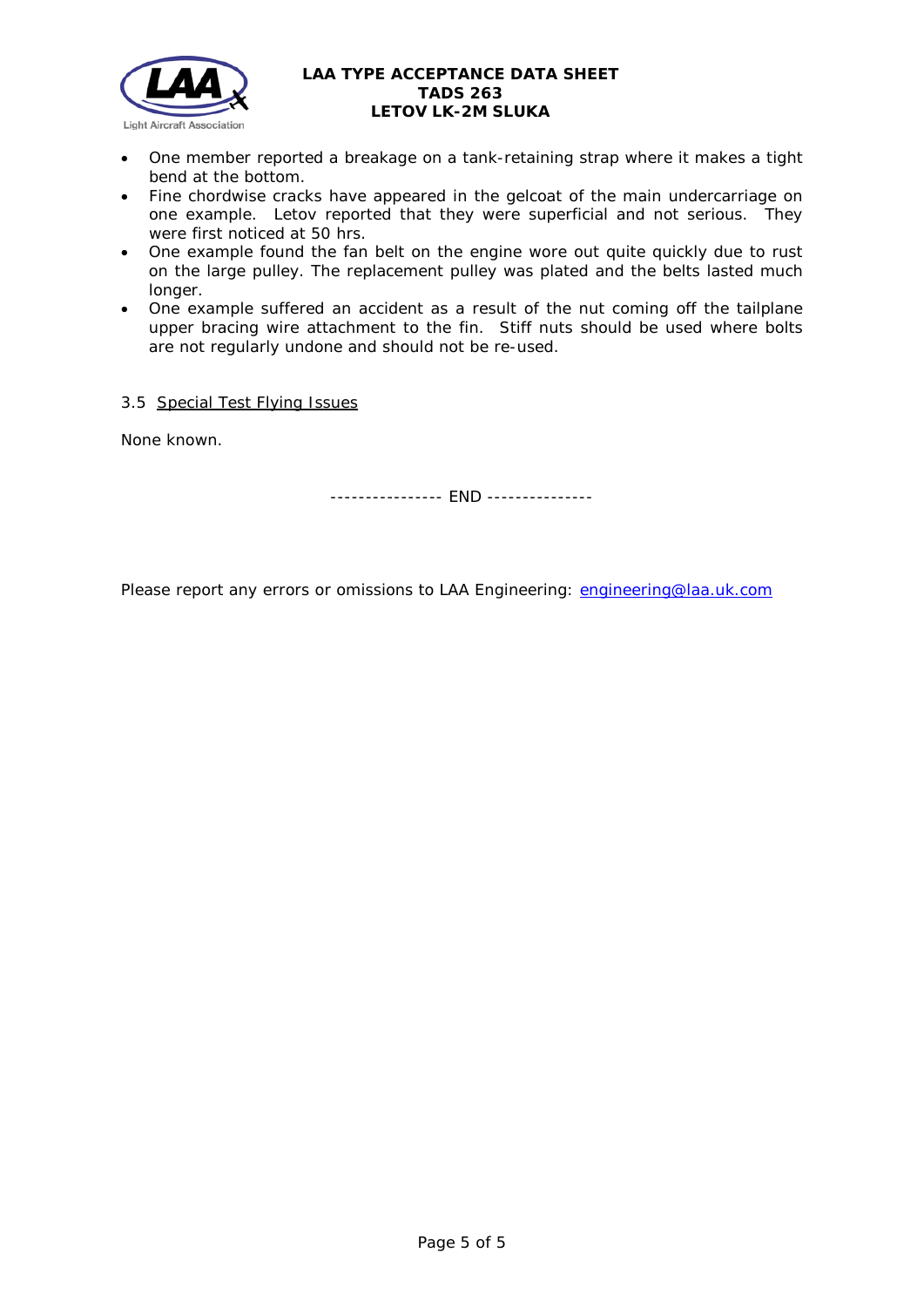- One member reported a breakage on a tank-retaining strap where it makes a tight bend at the bottom.
- Fine chordwise cracks have appeared in the gelcoat of the main undercarriage on one example. Letov reported that they were superficial and not serious. They were first noticed at 50 hrs.
- One example found the fan belt on the engine wore out quite quickly due to rust on the large pulley. The replacement pulley was plated and the belts lasted much longer.
- One example suffered an accident as a result of the nut coming off the tailplane upper bracing wire attachment to the fin. Stiff nuts should be used where bolts are not regularly undone and should not be re-used.

### 3.5 Special Test Flying Issues

None known.

---------------- END ---------------

Please report any errors or omissions to LAA Engineering: engineering@laa.uk.com